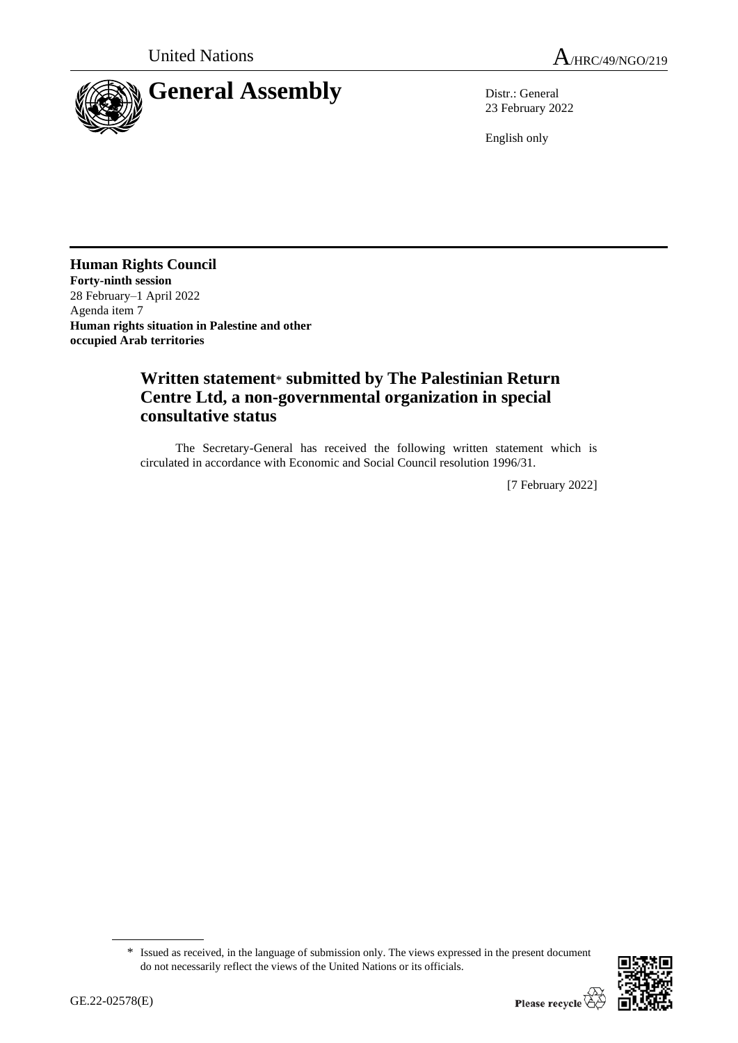United Nations A/HRC/49/NGO/219

# General Assembly

Distr.: General
23 February 2022

English only

**Human Rights Council**
**Forty-ninth session**
28 February–1 April 2022
Agenda item 7
**Human rights situation in Palestine and other occupied Arab territories**

## Written statement* submitted by The Palestinian Return Centre Ltd, a non-governmental organization in special consultative status

The Secretary-General has received the following written statement which is circulated in accordance with Economic and Social Council resolution 1996/31.

[7 February 2022]

* Issued as received, in the language of submission only. The views expressed in the present document do not necessarily reflect the views of the United Nations or its officials.

GE.22-02578(E)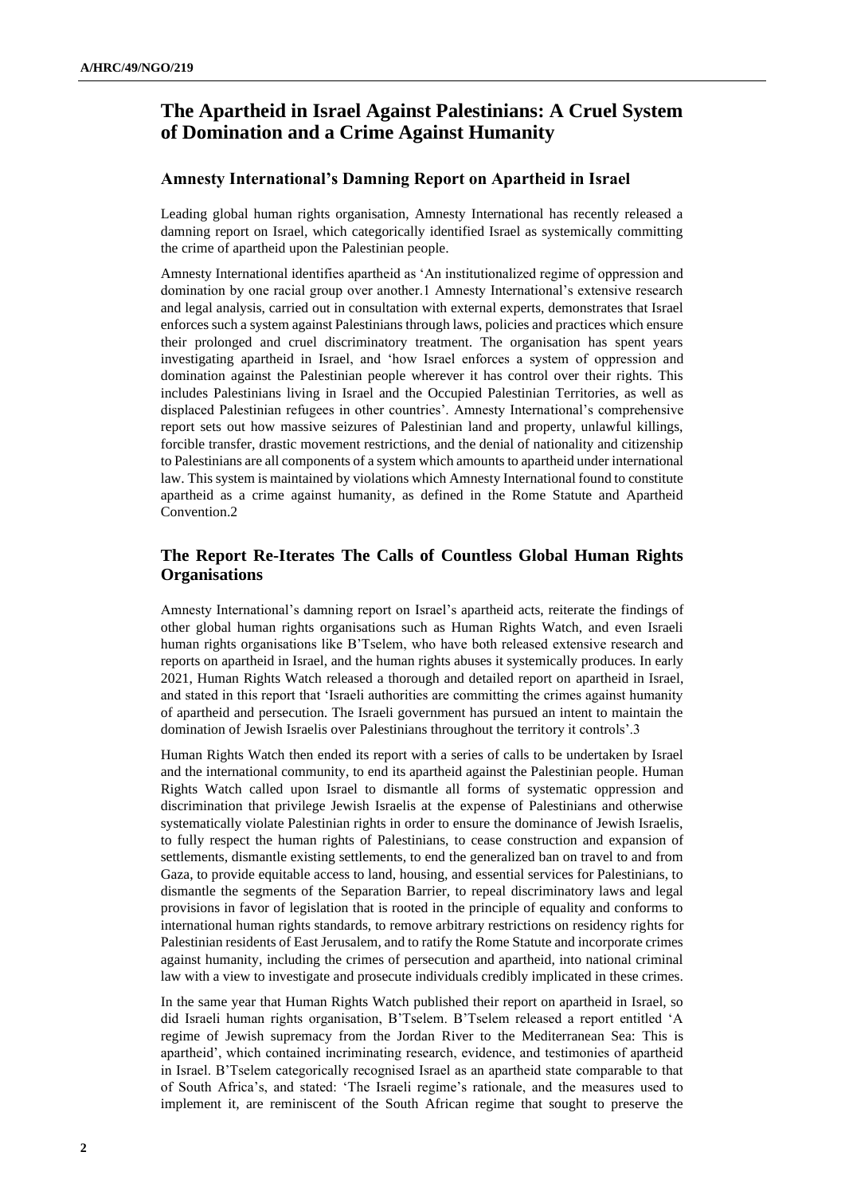## The Apartheid in Israel Against Palestinians: A Cruel System of Domination and a Crime Against Humanity

### Amnesty International's Damning Report on Apartheid in Israel

Leading global human rights organisation, Amnesty International has recently released a damning report on Israel, which categorically identified Israel as systemically committing the crime of apartheid upon the Palestinian people.

Amnesty International identifies apartheid as 'An institutionalized regime of oppression and domination by one racial group over another.1 Amnesty International's extensive research and legal analysis, carried out in consultation with external experts, demonstrates that Israel enforces such a system against Palestinians through laws, policies and practices which ensure their prolonged and cruel discriminatory treatment. The organisation has spent years investigating apartheid in Israel, and 'how Israel enforces a system of oppression and domination against the Palestinian people wherever it has control over their rights. This includes Palestinians living in Israel and the Occupied Palestinian Territories, as well as displaced Palestinian refugees in other countries'. Amnesty International's comprehensive report sets out how massive seizures of Palestinian land and property, unlawful killings, forcible transfer, drastic movement restrictions, and the denial of nationality and citizenship to Palestinians are all components of a system which amounts to apartheid under international law. This system is maintained by violations which Amnesty International found to constitute apartheid as a crime against humanity, as defined in the Rome Statute and Apartheid Convention.2

### The Report Re-Iterates The Calls of Countless Global Human Rights Organisations

Amnesty International's damning report on Israel's apartheid acts, reiterate the findings of other global human rights organisations such as Human Rights Watch, and even Israeli human rights organisations like B'Tselem, who have both released extensive research and reports on apartheid in Israel, and the human rights abuses it systemically produces. In early 2021, Human Rights Watch released a thorough and detailed report on apartheid in Israel, and stated in this report that 'Israeli authorities are committing the crimes against humanity of apartheid and persecution. The Israeli government has pursued an intent to maintain the domination of Jewish Israelis over Palestinians throughout the territory it controls'.3

Human Rights Watch then ended its report with a series of calls to be undertaken by Israel and the international community, to end its apartheid against the Palestinian people. Human Rights Watch called upon Israel to dismantle all forms of systematic oppression and discrimination that privilege Jewish Israelis at the expense of Palestinians and otherwise systematically violate Palestinian rights in order to ensure the dominance of Jewish Israelis, to fully respect the human rights of Palestinians, to cease construction and expansion of settlements, dismantle existing settlements, to end the generalized ban on travel to and from Gaza, to provide equitable access to land, housing, and essential services for Palestinians, to dismantle the segments of the Separation Barrier, to repeal discriminatory laws and legal provisions in favor of legislation that is rooted in the principle of equality and conforms to international human rights standards, to remove arbitrary restrictions on residency rights for Palestinian residents of East Jerusalem, and to ratify the Rome Statute and incorporate crimes against humanity, including the crimes of persecution and apartheid, into national criminal law with a view to investigate and prosecute individuals credibly implicated in these crimes.

In the same year that Human Rights Watch published their report on apartheid in Israel, so did Israeli human rights organisation, B'Tselem. B'Tselem released a report entitled 'A regime of Jewish supremacy from the Jordan River to the Mediterranean Sea: This is apartheid', which contained incriminating research, evidence, and testimonies of apartheid in Israel. B'Tselem categorically recognised Israel as an apartheid state comparable to that of South Africa's, and stated: 'The Israeli regime's rationale, and the measures used to implement it, are reminiscent of the South African regime that sought to preserve the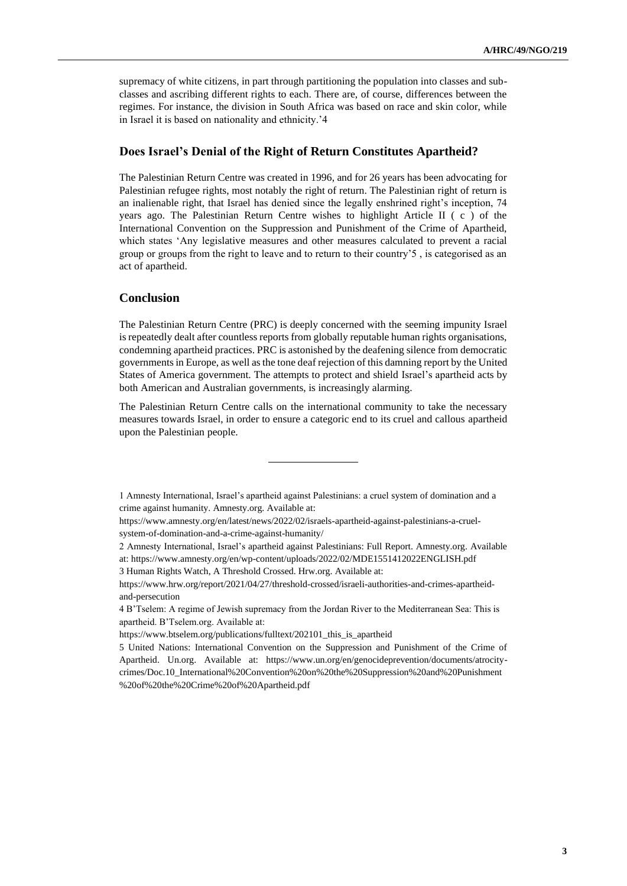supremacy of white citizens, in part through partitioning the population into classes and sub-classes and ascribing different rights to each. There are, of course, differences between the regimes. For instance, the division in South Africa was based on race and skin color, while in Israel it is based on nationality and ethnicity.'[4]

## Does Israel's Denial of the Right of Return Constitutes Apartheid?

The Palestinian Return Centre was created in 1996, and for 26 years has been advocating for Palestinian refugee rights, most notably the right of return. The Palestinian right of return is an inalienable right, that Israel has denied since the legally enshrined right's inception, 74 years ago. The Palestinian Return Centre wishes to highlight Article II ( c ) of the International Convention on the Suppression and Punishment of the Crime of Apartheid, which states 'Any legislative measures and other measures calculated to prevent a racial group or groups from the right to leave and to return to their country'[5] , is categorised as an act of apartheid.

## Conclusion

The Palestinian Return Centre (PRC) is deeply concerned with the seeming impunity Israel is repeatedly dealt after countless reports from globally reputable human rights organisations, condemning apartheid practices. PRC is astonished by the deafening silence from democratic governments in Europe, as well as the tone deaf rejection of this damning report by the United States of America government. The attempts to protect and shield Israel's apartheid acts by both American and Australian governments, is increasingly alarming.

The Palestinian Return Centre calls on the international community to take the necessary measures towards Israel, in order to ensure a categoric end to its cruel and callous apartheid upon the Palestinian people.

---

1 Amnesty International, Israel's apartheid against Palestinians: a cruel system of domination and a crime against humanity. Amnesty.org. Available at: https://www.amnesty.org/en/latest/news/2022/02/israels-apartheid-against-palestinians-a-cruel-system-of-domination-and-a-crime-against-humanity/

2 Amnesty International, Israel's apartheid against Palestinians: Full Report. Amnesty.org. Available at: https://www.amnesty.org/en/wp-content/uploads/2022/02/MDE1551412022ENGLISH.pdf

3 Human Rights Watch, A Threshold Crossed. Hrw.org. Available at: https://www.hrw.org/report/2021/04/27/threshold-crossed/israeli-authorities-and-crimes-apartheid-and-persecution

4 B'Tselem: A regime of Jewish supremacy from the Jordan River to the Mediterranean Sea: This is apartheid. B'Tselem.org. Available at: https://www.btselem.org/publications/fulltext/202101_this_is_apartheid

5 United Nations: International Convention on the Suppression and Punishment of the Crime of Apartheid. Un.org. Available at: https://www.un.org/en/genocideprevention/documents/atrocity-crimes/Doc.10_International%20Convention%20on%20the%20Suppression%20and%20Punishment%20of%20the%20Crime%20of%20Apartheid.pdf